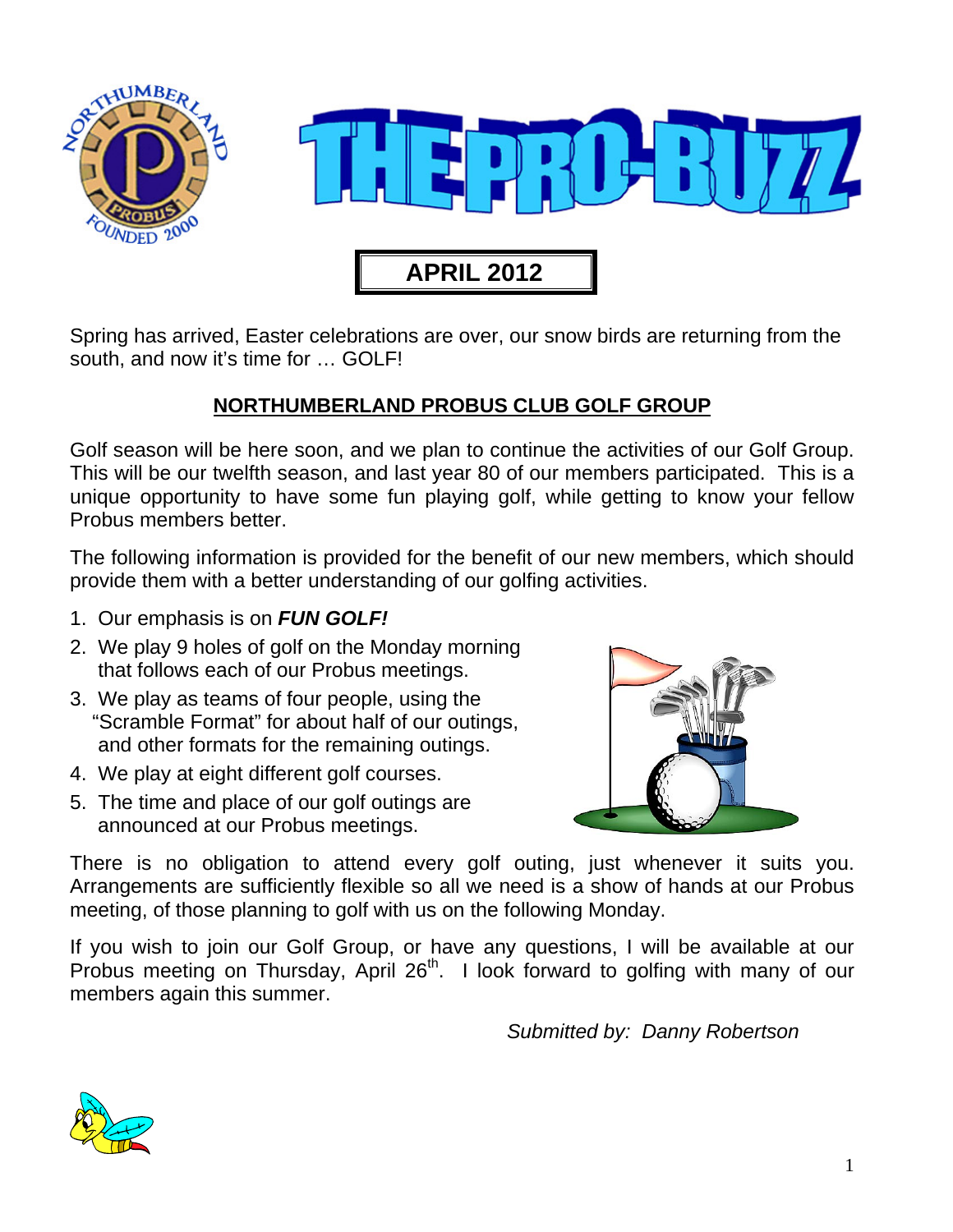# THE PRO-BUZZ

**APRIL 2012**

Spring has arrived, Easter celebrations are over, our snow birds are returning from the south, and now it's time for … GOLF!

## NORTHUMBERLAND PROBUS CLUB GOLF GROUP

Golf season will be here soon, and we plan to continue the activities of our Golf Group. This will be our twelfth season, and last year 80 of our members participated. This is a unique opportunity to have some fun playing golf, while getting to know your fellow Probus members better.

The following information is provided for the benefit of our new members, which should provide them with a better understanding of our golfing activities.

1. Our emphasis is on ***FUN GOLF!***
2. We play 9 holes of golf on the Monday morning that follows each of our Probus meetings.
3. We play as teams of four people, using the "Scramble Format" for about half of our outings, and other formats for the remaining outings.
4. We play at eight different golf courses.
5. The time and place of our golf outings are announced at our Probus meetings.

There is no obligation to attend every golf outing, just whenever it suits you. Arrangements are sufficiently flexible so all we need is a show of hands at our Probus meeting, of those planning to golf with us on the following Monday.

If you wish to join our Golf Group, or have any questions, I will be available at our Probus meeting on Thursday, April 26th. I look forward to golfing with many of our members again this summer.

*Submitted by: Danny Robertson*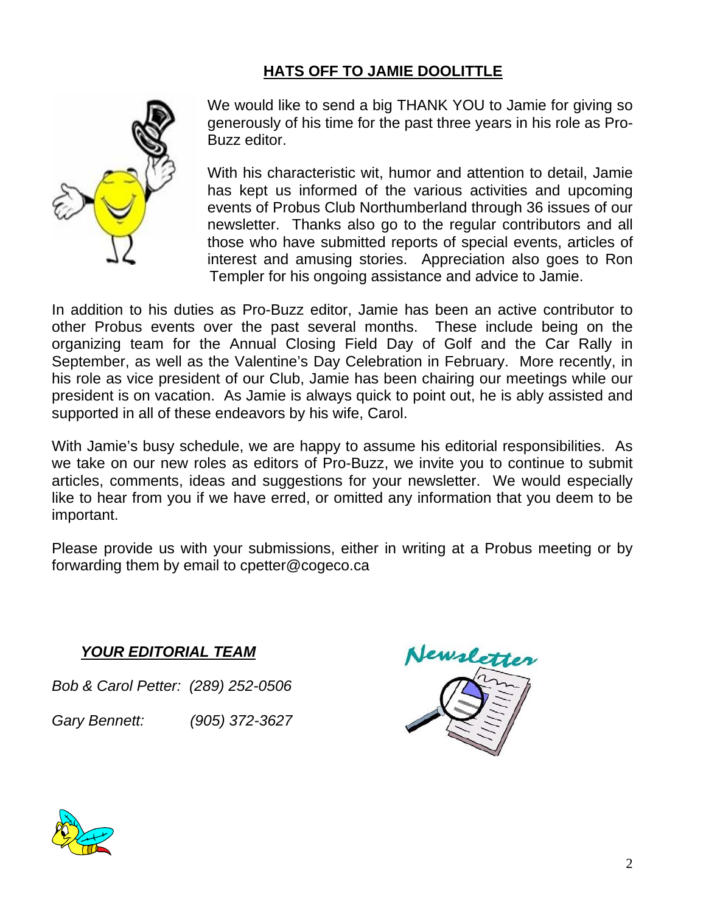## HATS OFF TO JAMIE DOOLITTLE

We would like to send a big THANK YOU to Jamie for giving so generously of his time for the past three years in his role as Pro-Buzz editor.

With his characteristic wit, humor and attention to detail, Jamie has kept us informed of the various activities and upcoming events of Probus Club Northumberland through 36 issues of our newsletter. Thanks also go to the regular contributors and all those who have submitted reports of special events, articles of interest and amusing stories. Appreciation also goes to Ron Templer for his ongoing assistance and advice to Jamie.

In addition to his duties as Pro-Buzz editor, Jamie has been an active contributor to other Probus events over the past several months. These include being on the organizing team for the Annual Closing Field Day of Golf and the Car Rally in September, as well as the Valentine's Day Celebration in February. More recently, in his role as vice president of our Club, Jamie has been chairing our meetings while our president is on vacation. As Jamie is always quick to point out, he is ably assisted and supported in all of these endeavors by his wife, Carol.

With Jamie's busy schedule, we are happy to assume his editorial responsibilities. As we take on our new roles as editors of Pro-Buzz, we invite you to continue to submit articles, comments, ideas and suggestions for your newsletter. We would especially like to hear from you if we have erred, or omitted any information that you deem to be important.

Please provide us with your submissions, either in writing at a Probus meeting or by forwarding them by email to cpetter@cogeco.ca

***YOUR EDITORIAL TEAM***

*Bob & Carol Petter: (289) 252-0506*

*Gary Bennett: (905) 372-3627*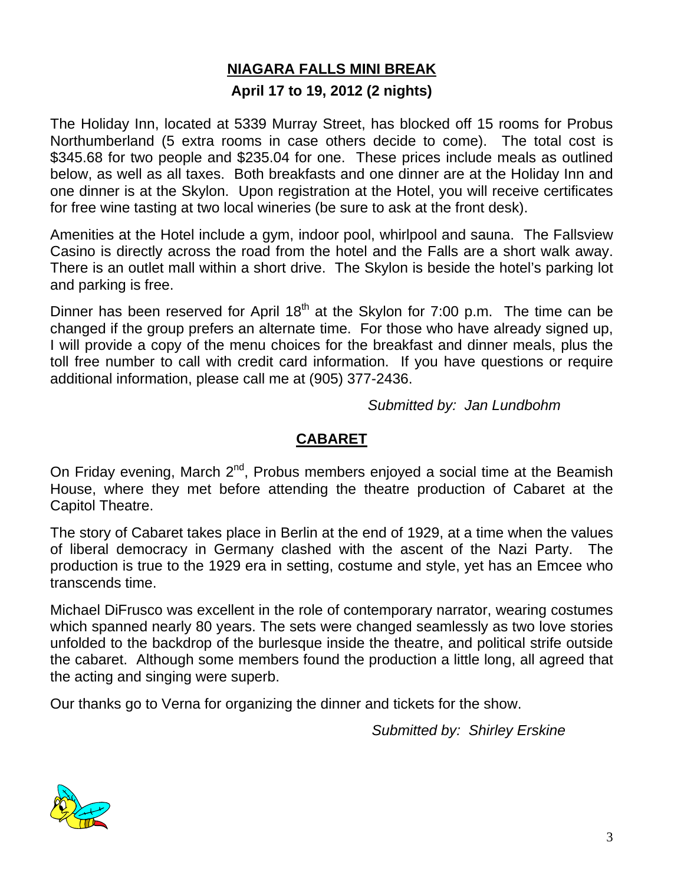## NIAGARA FALLS MINI BREAK

**April 17 to 19, 2012 (2 nights)**

The Holiday Inn, located at 5339 Murray Street, has blocked off 15 rooms for Probus Northumberland (5 extra rooms in case others decide to come). The total cost is $345.68 for two people and $235.04 for one. These prices include meals as outlined below, as well as all taxes. Both breakfasts and one dinner are at the Holiday Inn and one dinner is at the Skylon. Upon registration at the Hotel, you will receive certificates for free wine tasting at two local wineries (be sure to ask at the front desk).

Amenities at the Hotel include a gym, indoor pool, whirlpool and sauna. The Fallsview Casino is directly across the road from the hotel and the Falls are a short walk away. There is an outlet mall within a short drive. The Skylon is beside the hotel's parking lot and parking is free.

Dinner has been reserved for April 18th at the Skylon for 7:00 p.m. The time can be changed if the group prefers an alternate time. For those who have already signed up, I will provide a copy of the menu choices for the breakfast and dinner meals, plus the toll free number to call with credit card information. If you have questions or require additional information, please call me at (905) 377-2436.

*Submitted by: Jan Lundbohm*

## CABARET

On Friday evening, March 2nd, Probus members enjoyed a social time at the Beamish House, where they met before attending the theatre production of Cabaret at the Capitol Theatre.

The story of Cabaret takes place in Berlin at the end of 1929, at a time when the values of liberal democracy in Germany clashed with the ascent of the Nazi Party. The production is true to the 1929 era in setting, costume and style, yet has an Emcee who transcends time.

Michael DiFrusco was excellent in the role of contemporary narrator, wearing costumes which spanned nearly 80 years. The sets were changed seamlessly as two love stories unfolded to the backdrop of the burlesque inside the theatre, and political strife outside the cabaret. Although some members found the production a little long, all agreed that the acting and singing were superb.

Our thanks go to Verna for organizing the dinner and tickets for the show.

*Submitted by: Shirley Erskine*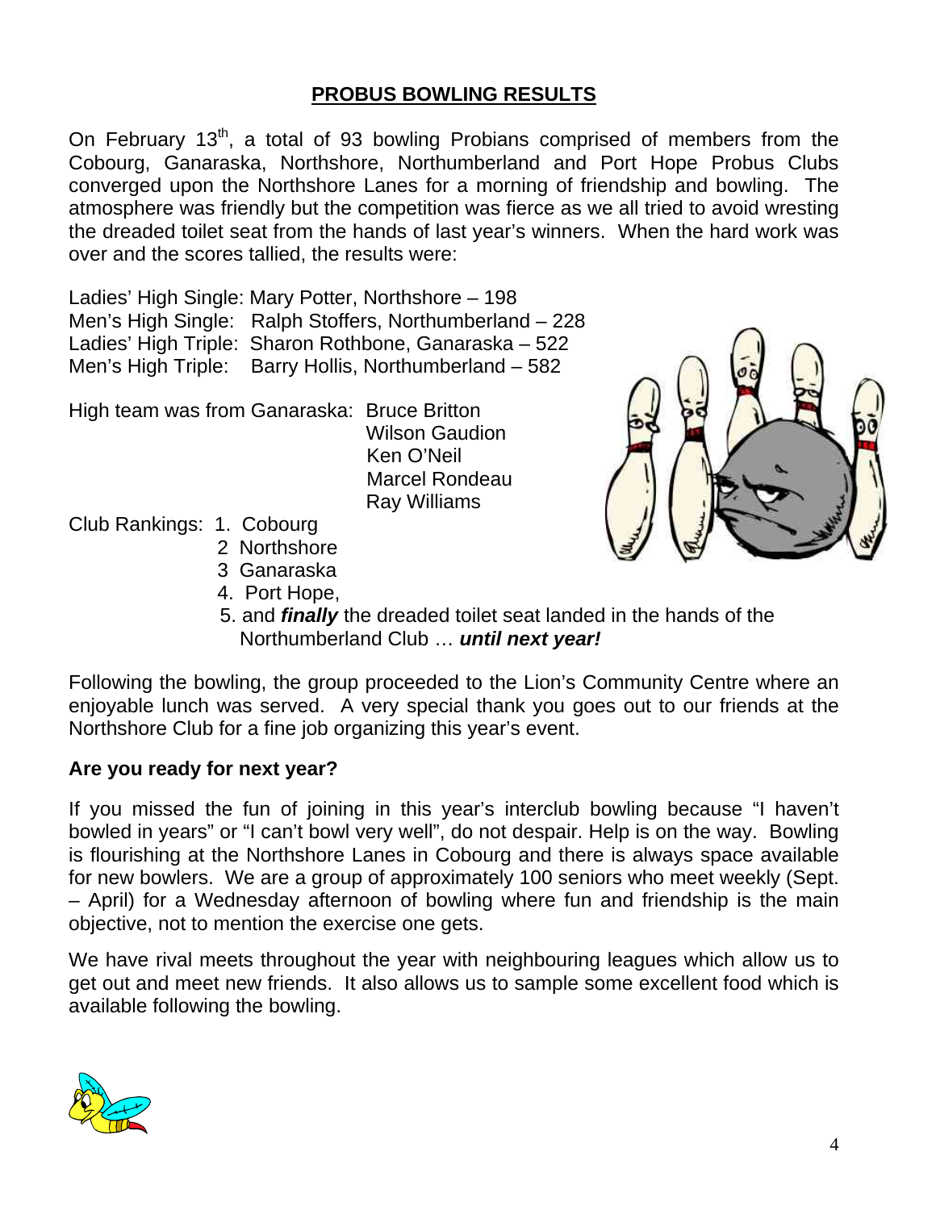## PROBUS BOWLING RESULTS

On February 13th, a total of 93 bowling Probians comprised of members from the Cobourg, Ganaraska, Northshore, Northumberland and Port Hope Probus Clubs converged upon the Northshore Lanes for a morning of friendship and bowling. The atmosphere was friendly but the competition was fierce as we all tried to avoid wresting the dreaded toilet seat from the hands of last year's winners. When the hard work was over and the scores tallied, the results were:

Ladies' High Single: Mary Potter, Northshore – 198
Men's High Single: Ralph Stoffers, Northumberland – 228
Ladies' High Triple: Sharon Rothbone, Ganaraska – 522
Men's High Triple: Barry Hollis, Northumberland – 582

High team was from Ganaraska: Bruce Britton
Wilson Gaudion
Ken O'Neil
Marcel Rondeau
Ray Williams

Club Rankings:
1. Cobourg
2. Northshore
3. Ganaraska
4. Port Hope,
5. and ***finally*** the dreaded toilet seat landed in the hands of the Northumberland Club … ***until next year!***

Following the bowling, the group proceeded to the Lion's Community Centre where an enjoyable lunch was served. A very special thank you goes out to our friends at the Northshore Club for a fine job organizing this year's event.

**Are you ready for next year?**

If you missed the fun of joining in this year's interclub bowling because "I haven't bowled in years" or "I can't bowl very well", do not despair. Help is on the way. Bowling is flourishing at the Northshore Lanes in Cobourg and there is always space available for new bowlers. We are a group of approximately 100 seniors who meet weekly (Sept. – April) for a Wednesday afternoon of bowling where fun and friendship is the main objective, not to mention the exercise one gets.

We have rival meets throughout the year with neighbouring leagues which allow us to get out and meet new friends. It also allows us to sample some excellent food which is available following the bowling.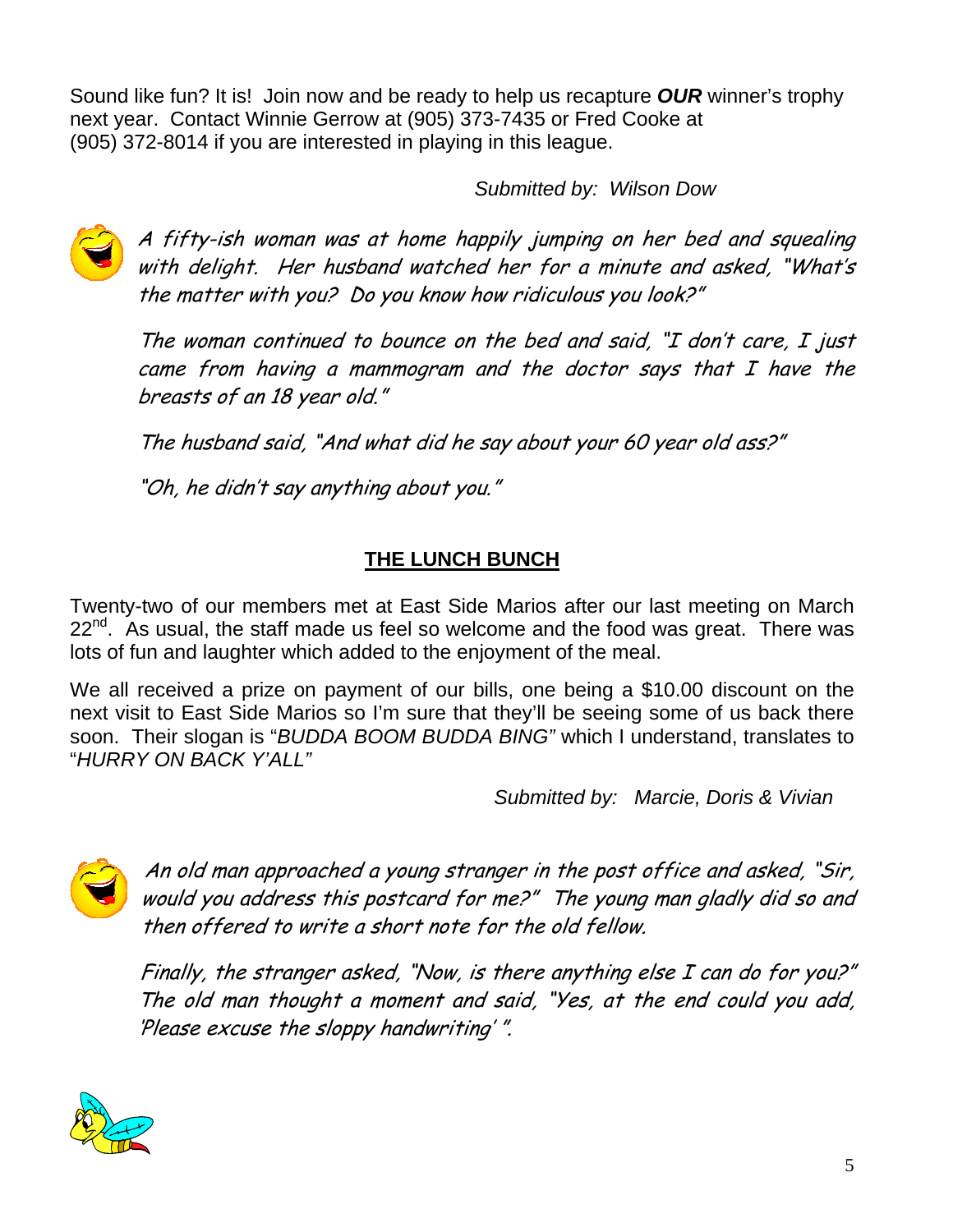Sound like fun? It is! Join now and be ready to help us recapture ***OUR*** winner's trophy next year. Contact Winnie Gerrow at (905) 373-7435 or Fred Cooke at (905) 372-8014 if you are interested in playing in this league.

*Submitted by: Wilson Dow*

*A fifty-ish woman was at home happily jumping on her bed and squealing with delight. Her husband watched her for a minute and asked, "What's the matter with you? Do you know how ridiculous you look?"*

*The woman continued to bounce on the bed and said, "I don't care, I just came from having a mammogram and the doctor says that I have the breasts of an 18 year old."*

*The husband said, "And what did he say about your 60 year old ass?"*

*"Oh, he didn't say anything about you."*

## THE LUNCH BUNCH

Twenty-two of our members met at East Side Marios after our last meeting on March 22nd. As usual, the staff made us feel so welcome and the food was great. There was lots of fun and laughter which added to the enjoyment of the meal.

We all received a prize on payment of our bills, one being a $10.00 discount on the next visit to East Side Marios so I'm sure that they'll be seeing some of us back there soon. Their slogan is "*BUDDA BOOM BUDDA BING*" which I understand, translates to "*HURRY ON BACK Y'ALL*"

*Submitted by: Marcie, Doris & Vivian*

*An old man approached a young stranger in the post office and asked, "Sir, would you address this postcard for me?" The young man gladly did so and then offered to write a short note for the old fellow.*

*Finally, the stranger asked, "Now, is there anything else I can do for you?" The old man thought a moment and said, "Yes, at the end could you add, 'Please excuse the sloppy handwriting' ".*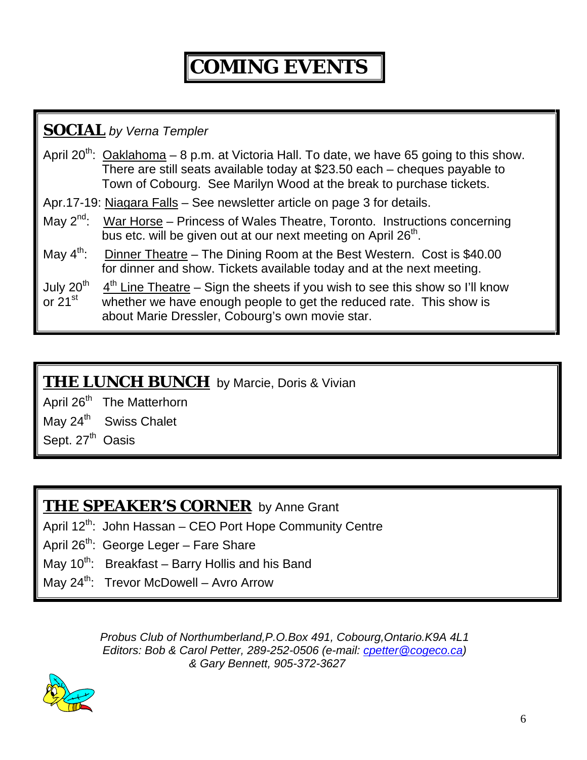# COMING EVENTS

## SOCIAL *by Verna Templer*

April 20th: Oaklahoma – 8 p.m. at Victoria Hall. To date, we have 65 going to this show. There are still seats available today at $23.50 each – cheques payable to Town of Cobourg. See Marilyn Wood at the break to purchase tickets.

Apr.17-19: Niagara Falls – See newsletter article on page 3 for details.

May 2nd: War Horse – Princess of Wales Theatre, Toronto. Instructions concerning bus etc. will be given out at our next meeting on April 26th.

May 4th: Dinner Theatre – The Dining Room at the Best Western. Cost is $40.00 for dinner and show. Tickets available today and at the next meeting.

July 20th or 21st: 4th Line Theatre – Sign the sheets if you wish to see this show so I'll know whether we have enough people to get the reduced rate. This show is about Marie Dressler, Cobourg's own movie star.

## THE LUNCH BUNCH by Marcie, Doris & Vivian

April 26th The Matterhorn

May 24th Swiss Chalet

Sept. 27th Oasis

## THE SPEAKER'S CORNER by Anne Grant

April 12th: John Hassan – CEO Port Hope Community Centre

April 26th: George Leger – Fare Share

May 10th: Breakfast – Barry Hollis and his Band

May 24th: Trevor McDowell – Avro Arrow

*Probus Club of Northumberland,P.O.Box 491, Cobourg,Ontario.K9A 4L1*
*Editors: Bob & Carol Petter, 289-252-0506 (e-mail: cpetter@cogeco.ca)*
*& Gary Bennett, 905-372-3627*